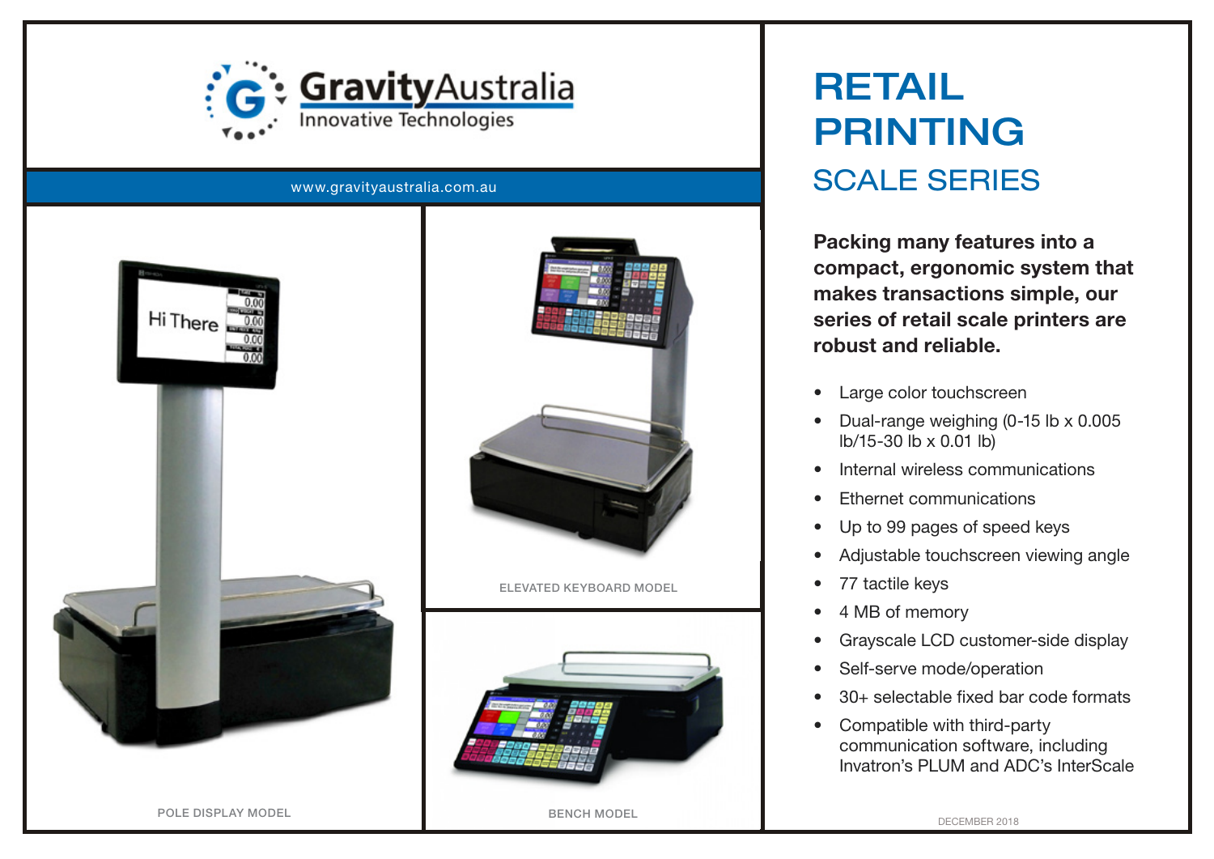GravityAustralia
Innovative Technologies

www.gravityaustralia.com.au

POLE DISPLAY MODEL

ELEVATED KEYBOARD MODEL

BENCH MODEL

# RETAIL PRINTING

## SCALE SERIES

**Packing many features into a compact, ergonomic system that makes transactions simple, our series of retail scale printers are robust and reliable.**

- Large color touchscreen
- Dual-range weighing (0-15 lb x 0.005 lb/15-30 lb x 0.01 lb)
- Internal wireless communications
- Ethernet communications
- Up to 99 pages of speed keys
- Adjustable touchscreen viewing angle
- 77 tactile keys
- 4 MB of memory
- Grayscale LCD customer-side display
- Self-serve mode/operation
- 30+ selectable fixed bar code formats
- Compatible with third-party communication software, including Invatron's PLUM and ADC's InterScale

DECEMBER 2018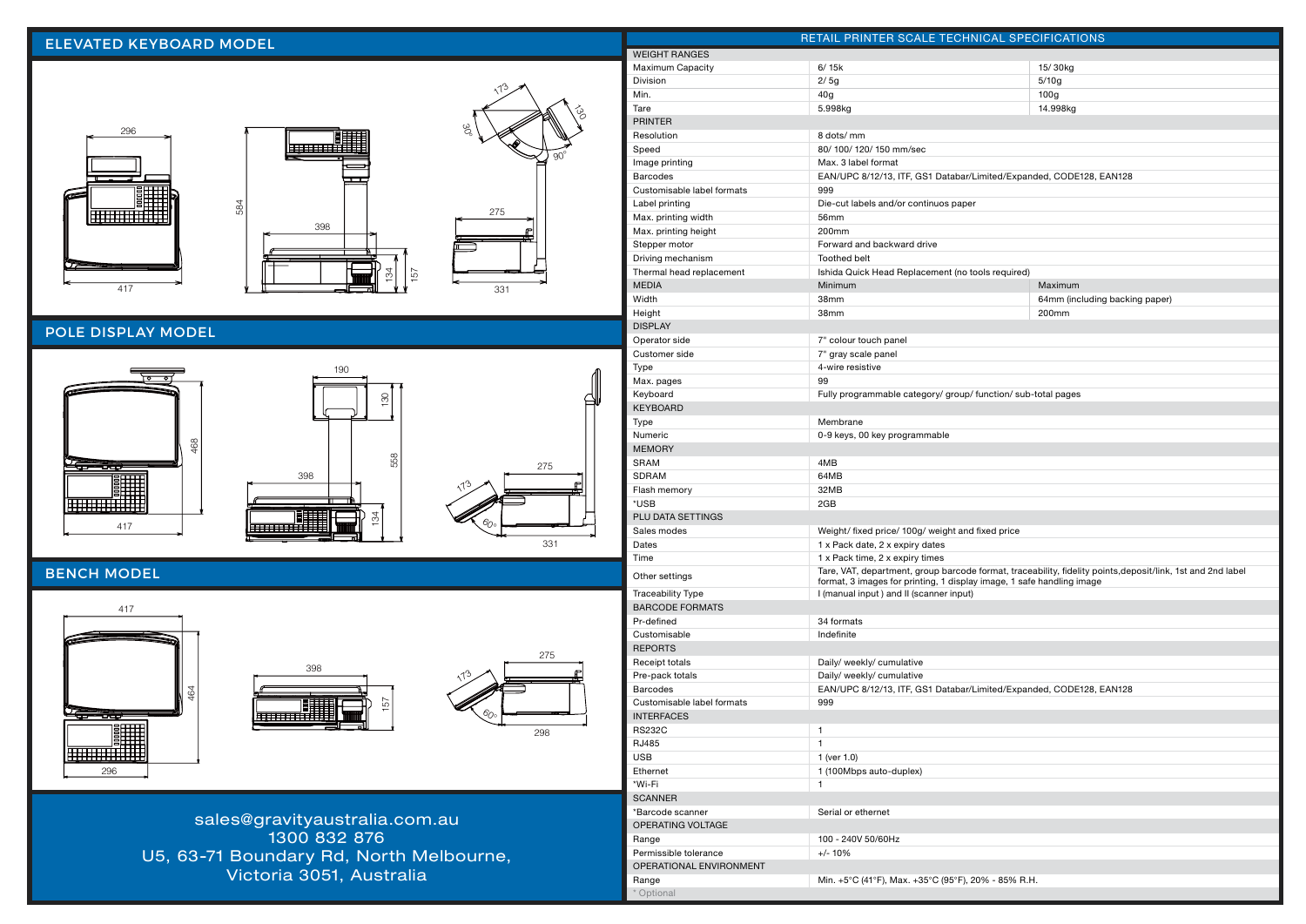## ELEVATED KEYBOARD MODEL

296
417
584
398
134
157
173
130
30°
90°
275
331

## POLE DISPLAY MODEL

468
417
190
130
558
398
134
173
60°
275
331

## BENCH MODEL

417
464
296
398
157
173
60°
275
298

sales@gravityaustralia.com.au
1300 832 876
U5, 63-71 Boundary Rd, North Melbourne, Victoria 3051, Australia

## RETAIL PRINTER SCALE TECHNICAL SPECIFICATIONS

| | | |
|---|---|---|
| **WEIGHT RANGES** | | |
| Maximum Capacity | 6/ 15k | 15/ 30kg |
| Division | 2/ 5g | 5/10g |
| Min. | 40g | 100g |
| Tare | 5.998kg | 14.998kg |
| **PRINTER** | | |
| Resolution | 8 dots/ mm | |
| Speed | 80/ 100/ 120/ 150 mm/sec | |
| Image printing | Max. 3 label format | |
| Barcodes | EAN/UPC 8/12/13, ITF, GS1 Databar/Limited/Expanded, CODE128, EAN128 | |
| Customisable label formats | 999 | |
| Label printing | Die-cut labels and/or continuos paper | |
| Max. printing width | 56mm | |
| Max. printing height | 200mm | |
| Stepper motor | Forward and backward drive | |
| Driving mechanism | Toothed belt | |
| Thermal head replacement | Ishida Quick Head Replacement (no tools required) | |
| **MEDIA** | Minimum | Maximum |
| Width | 38mm | 64mm (including backing paper) |
| Height | 38mm | 200mm |
| **DISPLAY** | | |
| Operator side | 7" colour touch panel | |
| Customer side | 7" gray scale panel | |
| Type | 4-wire resistive | |
| Max. pages | 99 | |
| Keyboard | Fully programmable category/ group/ function/ sub-total pages | |
| **KEYBOARD** | | |
| Type | Membrane | |
| Numeric | 0-9 keys, 00 key programmable | |
| **MEMORY** | | |
| SRAM | 4MB | |
| SDRAM | 64MB | |
| Flash memory | 32MB | |
| *USB | 2GB | |
| **PLU DATA SETTINGS** | | |
| Sales modes | Weight/ fixed price/ 100g/ weight and fixed price | |
| Dates | 1 x Pack date, 2 x expiry dates | |
| Time | 1 x Pack time, 2 x expiry times | |
| Other settings | Tare, VAT, department, group barcode format, traceability, fidelity points,deposit/link, 1st and 2nd label format, 3 images for printing, 1 display image, 1 safe handling image | |
| Traceability Type | I (manual input ) and II (scanner input) | |
| **BARCODE FORMATS** | | |
| Pr-defined | 34 formats | |
| Customisable | Indefinite | |
| **REPORTS** | | |
| Receipt totals | Daily/ weekly/ cumulative | |
| Pre-pack totals | Daily/ weekly/ cumulative | |
| Barcodes | EAN/UPC 8/12/13, ITF, GS1 Databar/Limited/Expanded, CODE128, EAN128 | |
| Customisable label formats | 999 | |
| **INTERFACES** | | |
| RS232C | 1 | |
| RJ485 | 1 | |
| USB | 1 (ver 1.0) | |
| Ethernet | 1 (100Mbps auto-duplex) | |
| *Wi-Fi | 1 | |
| **SCANNER** | | |
| *Barcode scanner | Serial or ethernet | |
| **OPERATING VOLTAGE** | | |
| Range | 100 - 240V 50/60Hz | |
| Permissible tolerance | +/- 10% | |
| **OPERATIONAL ENVIRONMENT** | | |
| Range | Min. +5°C (41°F), Max. +35°C (95°F), 20% - 85% R.H. | |

* Optional